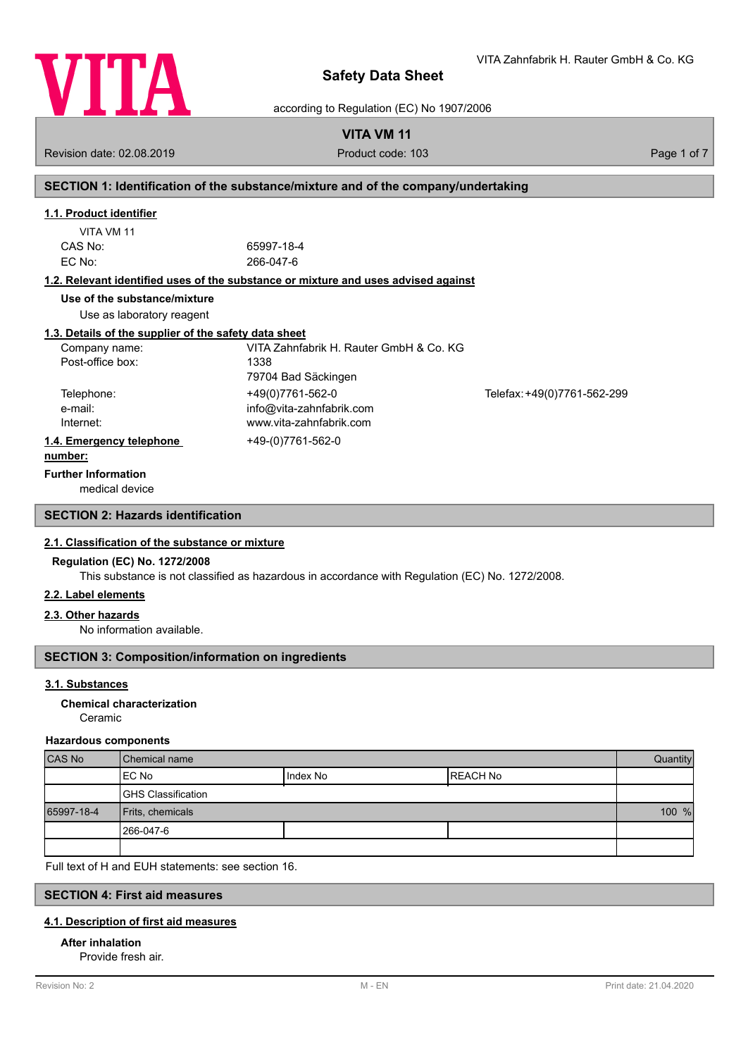# Safety Data Sheet

according to Regulation (EC) No 1907/2006

VITA Zahnfabrik H. Rauter GmbH & Co. KG

**VITA VM 11**

Revision date: 02.08.2019 | Product code: 103

## SECTION 1: Identification of the substance/mixture and of the company/undertaking

### 1.1. Product identifier

VITA VM 11

CAS No: 65997-18-4

EC No: 266-047-6

### 1.2. Relevant identified uses of the substance or mixture and uses advised against

**Use of the substance/mixture**

Use as laboratory reagent

### 1.3. Details of the supplier of the safety data sheet

| | |
|---|---|
| Company name: | VITA Zahnfabrik H. Rauter GmbH & Co. KG |
| Post-office box: | 1338 |
| | 79704 Bad Säckingen |
| Telephone: | +49(0)7761-562-0 |
| Telefax: | +49(0)7761-562-299 |
| e-mail: | info@vita-zahnfabrik.com |
| Internet: | www.vita-zahnfabrik.com |

### 1.4. Emergency telephone number:

+49-(0)7761-562-0

**Further Information**

medical device

## SECTION 2: Hazards identification

### 2.1. Classification of the substance or mixture

**Regulation (EC) No. 1272/2008**

This substance is not classified as hazardous in accordance with Regulation (EC) No. 1272/2008.

### 2.2. Label elements

### 2.3. Other hazards

No information available.

## SECTION 3: Composition/information on ingredients

### 3.1. Substances

**Chemical characterization**

Ceramic

**Hazardous components**

| CAS No | Chemical name | | | Quantity |
|---|---|---|---|---|
| | EC No | Index No | REACH No | |
| | GHS Classification | | | |
| 65997-18-4 | Frits, chemicals | | | 100 % |
| | 266-047-6 | | | |
| | | | | |

Full text of H and EUH statements: see section 16.

## SECTION 4: First aid measures

### 4.1. Description of first aid measures

**After inhalation**

Provide fresh air.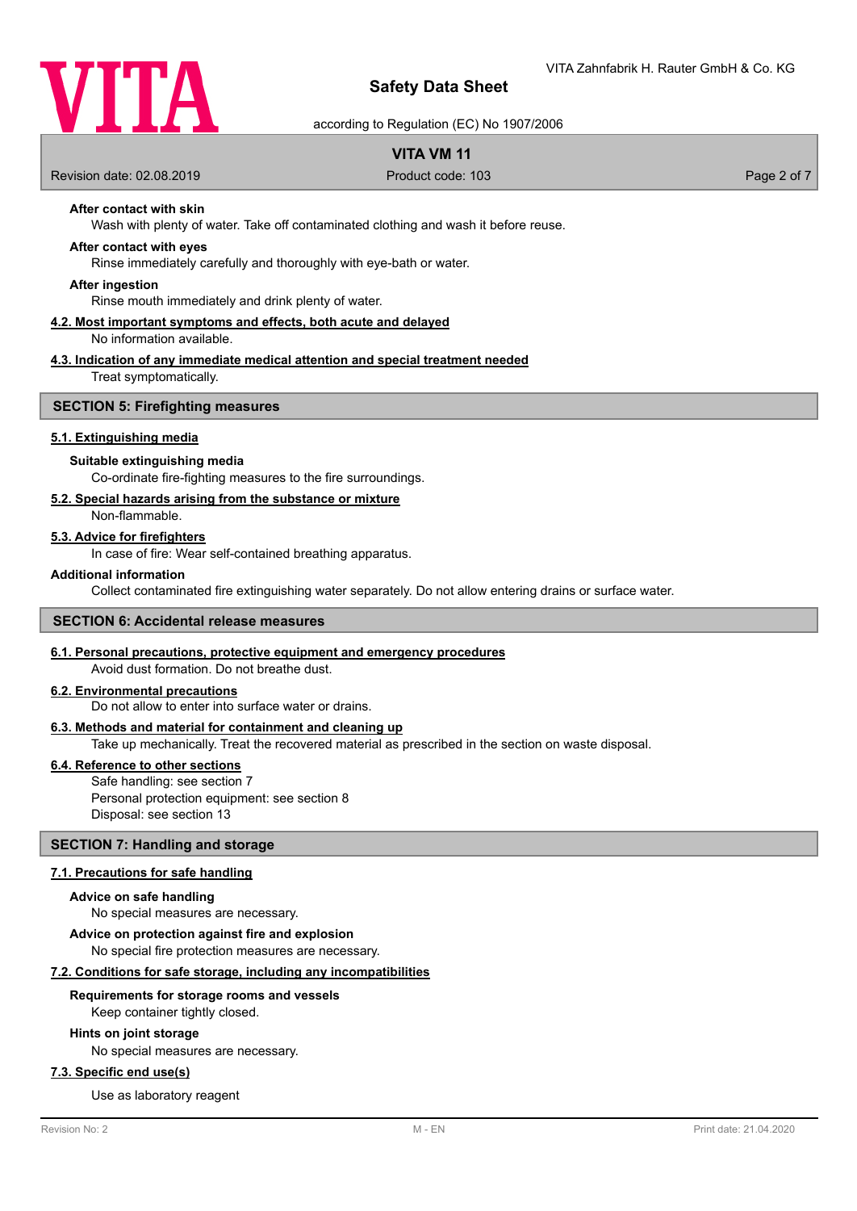**After contact with skin**

Wash with plenty of water. Take off contaminated clothing and wash it before reuse.

**After contact with eyes**

Rinse immediately carefully and thoroughly with eye-bath or water.

**After ingestion**

Rinse mouth immediately and drink plenty of water.

### 4.2. Most important symptoms and effects, both acute and delayed

No information available.

### 4.3. Indication of any immediate medical attention and special treatment needed

Treat symptomatically.

## SECTION 5: Firefighting measures

### 5.1. Extinguishing media

**Suitable extinguishing media**

Co-ordinate fire-fighting measures to the fire surroundings.

### 5.2. Special hazards arising from the substance or mixture

Non-flammable.

### 5.3. Advice for firefighters

In case of fire: Wear self-contained breathing apparatus.

**Additional information**

Collect contaminated fire extinguishing water separately. Do not allow entering drains or surface water.

## SECTION 6: Accidental release measures

### 6.1. Personal precautions, protective equipment and emergency procedures

Avoid dust formation. Do not breathe dust.

### 6.2. Environmental precautions

Do not allow to enter into surface water or drains.

### 6.3. Methods and material for containment and cleaning up

Take up mechanically. Treat the recovered material as prescribed in the section on waste disposal.

### 6.4. Reference to other sections

Safe handling: see section 7
Personal protection equipment: see section 8
Disposal: see section 13

## SECTION 7: Handling and storage

### 7.1. Precautions for safe handling

**Advice on safe handling**

No special measures are necessary.

**Advice on protection against fire and explosion**

No special fire protection measures are necessary.

### 7.2. Conditions for safe storage, including any incompatibilities

**Requirements for storage rooms and vessels**

Keep container tightly closed.

**Hints on joint storage**

No special measures are necessary.

### 7.3. Specific end use(s)

Use as laboratory reagent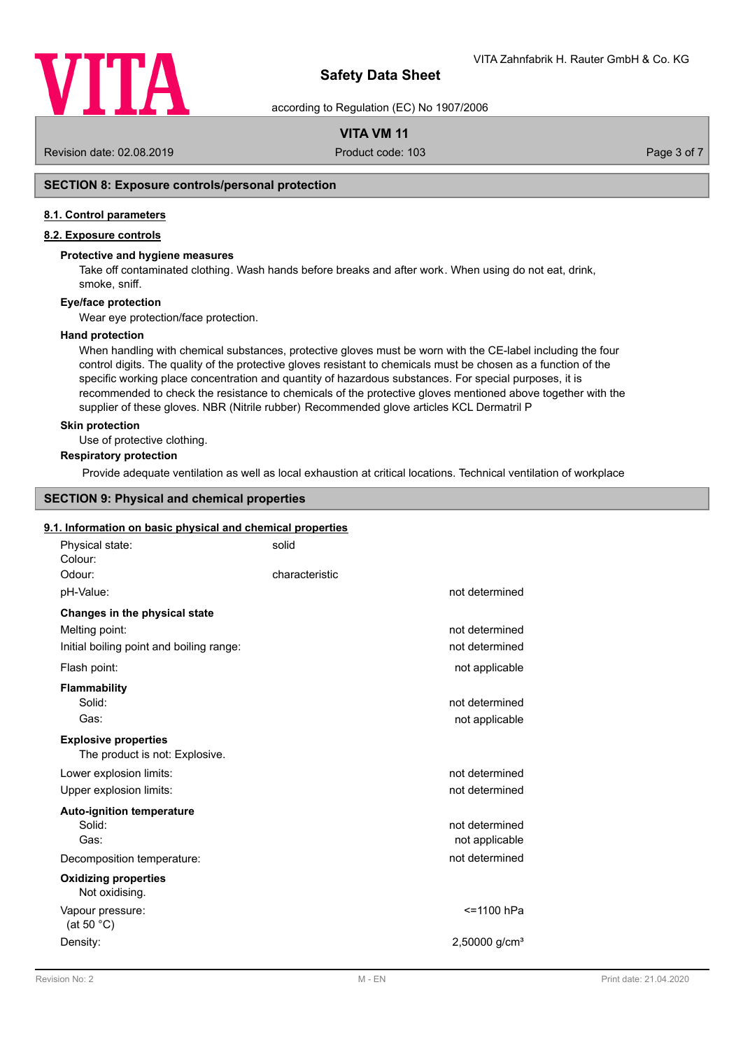## SECTION 8: Exposure controls/personal protection

### 8.1. Control parameters

### 8.2. Exposure controls

**Protective and hygiene measures**

Take off contaminated clothing. Wash hands before breaks and after work. When using do not eat, drink, smoke, sniff.

**Eye/face protection**

Wear eye protection/face protection.

**Hand protection**

When handling with chemical substances, protective gloves must be worn with the CE-label including the four control digits. The quality of the protective gloves resistant to chemicals must be chosen as a function of the specific working place concentration and quantity of hazardous substances. For special purposes, it is recommended to check the resistance to chemicals of the protective gloves mentioned above together with the supplier of these gloves. NBR (Nitrile rubber) Recommended glove articles KCL Dermatril P

**Skin protection**

Use of protective clothing.

**Respiratory protection**

Provide adequate ventilation as well as local exhaustion at critical locations. Technical ventilation of workplace

## SECTION 9: Physical and chemical properties

### 9.1. Information on basic physical and chemical properties

| | | |
|---|---|---|
| Physical state: | solid | |
| Colour: | | |
| Odour: | characteristic | |
| pH-Value: | | not determined |
| **Changes in the physical state** | | |
| Melting point: | | not determined |
| Initial boiling point and boiling range: | | not determined |
| Flash point: | | not applicable |
| **Flammability** | | |
| Solid: | | not determined |
| Gas: | | not applicable |
| **Explosive properties** | | |
| The product is not: Explosive. | | |
| Lower explosion limits: | | not determined |
| Upper explosion limits: | | not determined |
| **Auto-ignition temperature** | | |
| Solid: | | not determined |
| Gas: | | not applicable |
| Decomposition temperature: | | not determined |
| **Oxidizing properties** | | |
| Not oxidising. | | |
| Vapour pressure: (at 50 °C) | | <=1100 hPa |
| Density: | | 2,50000 g/cm³ |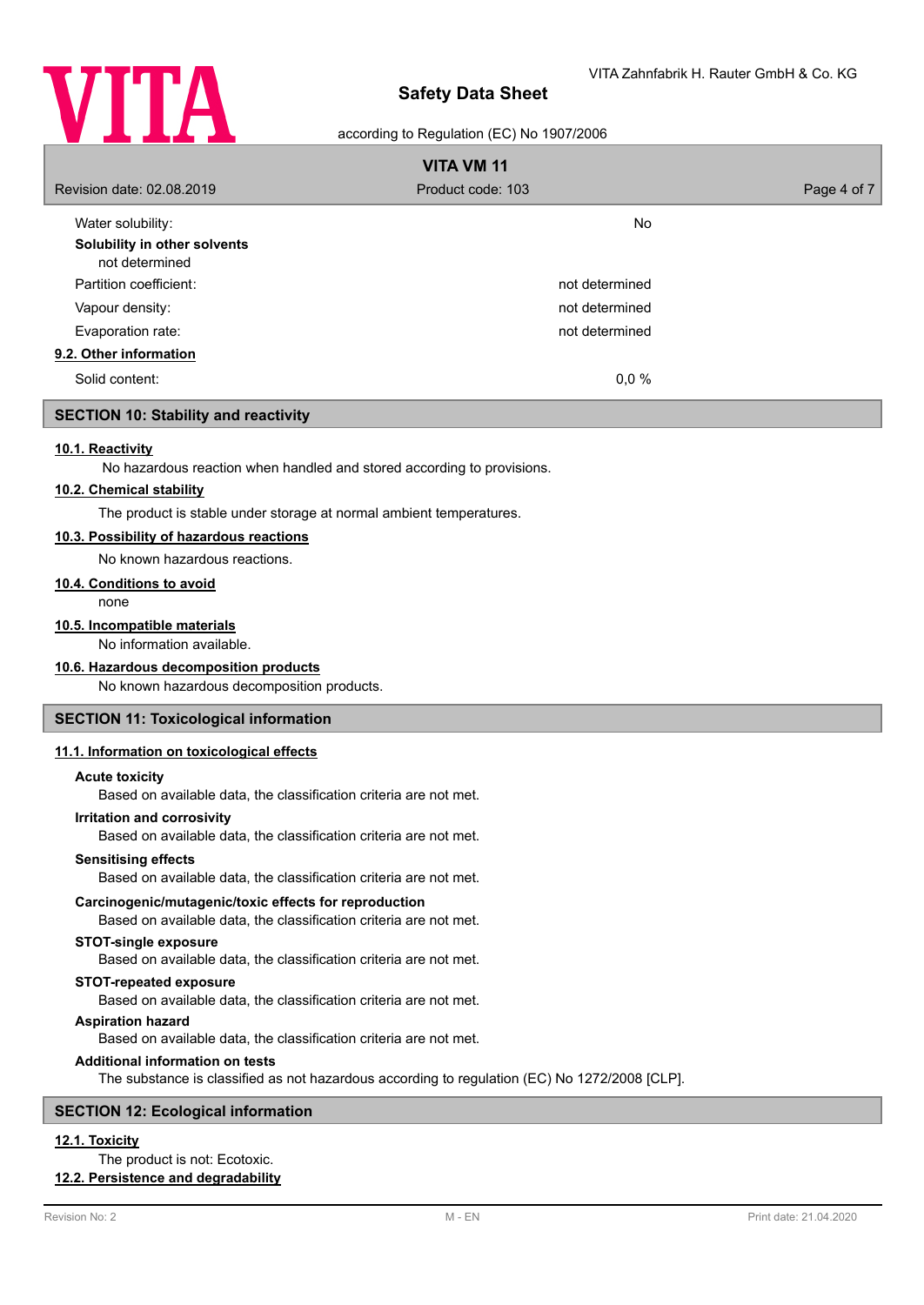| | |
|---|---|
| Water solubility: | No |

**Solubility in other solvents**

not determined

| | |
|---|---|
| Partition coefficient: | not determined |
| Vapour density: | not determined |
| Evaporation rate: | not determined |

**9.2. Other information**

| | |
|---|---|
| Solid content: | 0,0 % |

## SECTION 10: Stability and reactivity

**10.1. Reactivity**

No hazardous reaction when handled and stored according to provisions.

**10.2. Chemical stability**

The product is stable under storage at normal ambient temperatures.

**10.3. Possibility of hazardous reactions**

No known hazardous reactions.

**10.4. Conditions to avoid**

none

**10.5. Incompatible materials**

No information available.

**10.6. Hazardous decomposition products**

No known hazardous decomposition products.

## SECTION 11: Toxicological information

**11.1. Information on toxicological effects**

**Acute toxicity**

Based on available data, the classification criteria are not met.

**Irritation and corrosivity**

Based on available data, the classification criteria are not met.

**Sensitising effects**

Based on available data, the classification criteria are not met.

**Carcinogenic/mutagenic/toxic effects for reproduction**

Based on available data, the classification criteria are not met.

**STOT-single exposure**

Based on available data, the classification criteria are not met.

**STOT-repeated exposure**

Based on available data, the classification criteria are not met.

**Aspiration hazard**

Based on available data, the classification criteria are not met.

**Additional information on tests**

The substance is classified as not hazardous according to regulation (EC) No 1272/2008 [CLP].

## SECTION 12: Ecological information

**12.1. Toxicity**

The product is not: Ecotoxic.

**12.2. Persistence and degradability**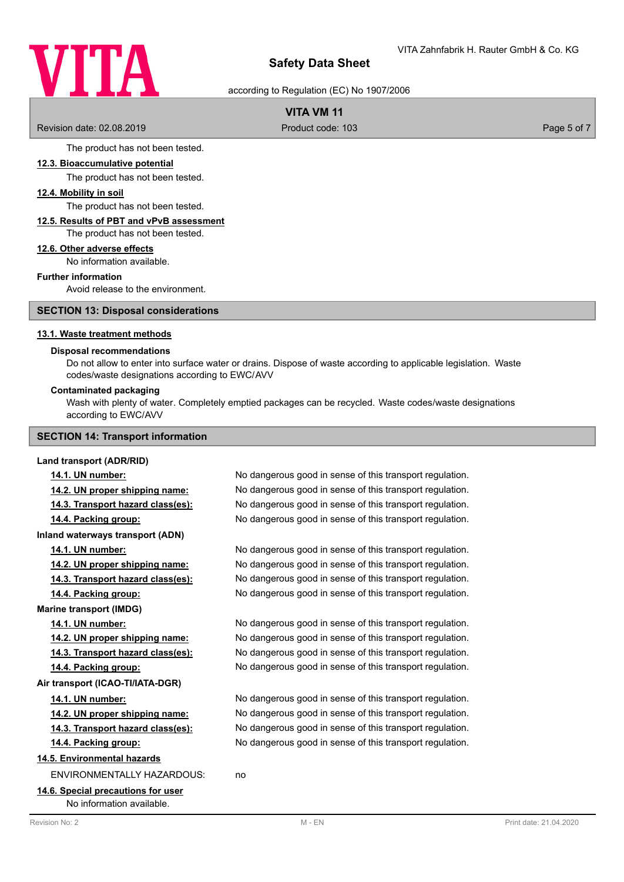The product has not been tested.

### 12.3. Bioaccumulative potential

The product has not been tested.

### 12.4. Mobility in soil

The product has not been tested.

### 12.5. Results of PBT and vPvB assessment

The product has not been tested.

### 12.6. Other adverse effects

No information available.

**Further information**

Avoid release to the environment.

## SECTION 13: Disposal considerations

### 13.1. Waste treatment methods

**Disposal recommendations**

Do not allow to enter into surface water or drains. Dispose of waste according to applicable legislation. Waste codes/waste designations according to EWC/AVV

**Contaminated packaging**

Wash with plenty of water. Completely emptied packages can be recycled. Waste codes/waste designations according to EWC/AVV

## SECTION 14: Transport information

**Land transport (ADR/RID)**

| | |
|---|---|
| 14.1. UN number: | No dangerous good in sense of this transport regulation. |
| 14.2. UN proper shipping name: | No dangerous good in sense of this transport regulation. |
| 14.3. Transport hazard class(es): | No dangerous good in sense of this transport regulation. |
| 14.4. Packing group: | No dangerous good in sense of this transport regulation. |

**Inland waterways transport (ADN)**

| | |
|---|---|
| 14.1. UN number: | No dangerous good in sense of this transport regulation. |
| 14.2. UN proper shipping name: | No dangerous good in sense of this transport regulation. |
| 14.3. Transport hazard class(es): | No dangerous good in sense of this transport regulation. |
| 14.4. Packing group: | No dangerous good in sense of this transport regulation. |

**Marine transport (IMDG)**

| | |
|---|---|
| 14.1. UN number: | No dangerous good in sense of this transport regulation. |
| 14.2. UN proper shipping name: | No dangerous good in sense of this transport regulation. |
| 14.3. Transport hazard class(es): | No dangerous good in sense of this transport regulation. |
| 14.4. Packing group: | No dangerous good in sense of this transport regulation. |

**Air transport (ICAO-TI/IATA-DGR)**

| | |
|---|---|
| 14.1. UN number: | No dangerous good in sense of this transport regulation. |
| 14.2. UN proper shipping name: | No dangerous good in sense of this transport regulation. |
| 14.3. Transport hazard class(es): | No dangerous good in sense of this transport regulation. |
| 14.4. Packing group: | No dangerous good in sense of this transport regulation. |

### 14.5. Environmental hazards

ENVIRONMENTALLY HAZARDOUS: no

### 14.6. Special precautions for user

No information available.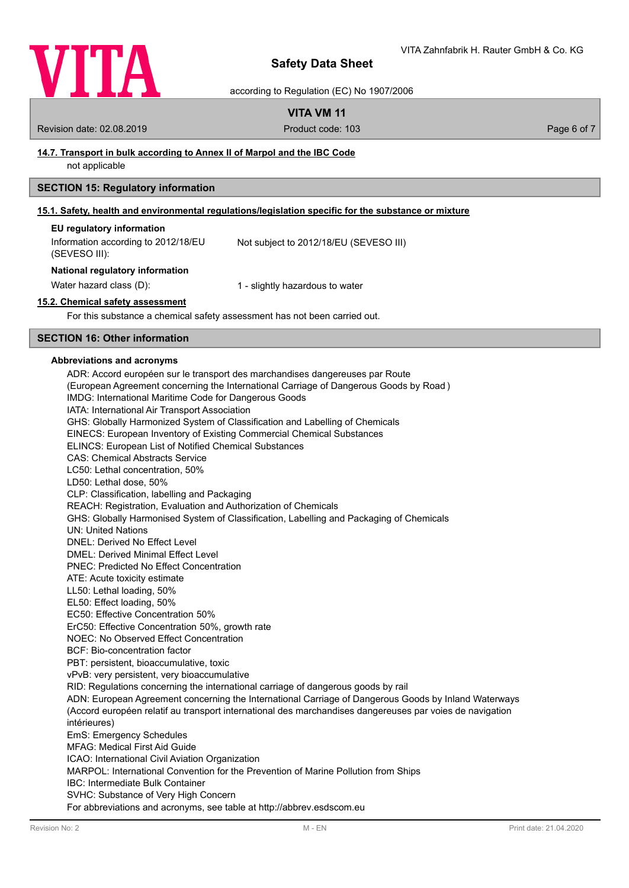#### 14.7. Transport in bulk according to Annex II of Marpol and the IBC Code

not applicable

## SECTION 15: Regulatory information

#### 15.1. Safety, health and environmental regulations/legislation specific for the substance or mixture

**EU regulatory information**

| Information according to 2012/18/EU (SEVESO III): | Not subject to 2012/18/EU (SEVESO III) |
|---|---|

**National regulatory information**

| Water hazard class (D): | 1 - slightly hazardous to water |
|---|---|

#### 15.2. Chemical safety assessment

For this substance a chemical safety assessment has not been carried out.

## SECTION 16: Other information

**Abbreviations and acronyms**

ADR: Accord européen sur le transport des marchandises dangereuses par Route
(European Agreement concerning the International Carriage of Dangerous Goods by Road )
IMDG: International Maritime Code for Dangerous Goods
IATA: International Air Transport Association
GHS: Globally Harmonized System of Classification and Labelling of Chemicals
EINECS: European Inventory of Existing Commercial Chemical Substances
ELINCS: European List of Notified Chemical Substances
CAS: Chemical Abstracts Service
LC50: Lethal concentration, 50%
LD50: Lethal dose, 50%
CLP: Classification, labelling and Packaging
REACH: Registration, Evaluation and Authorization of Chemicals
GHS: Globally Harmonised System of Classification, Labelling and Packaging of Chemicals
UN: United Nations
DNEL: Derived No Effect Level
DMEL: Derived Minimal Effect Level
PNEC: Predicted No Effect Concentration
ATE: Acute toxicity estimate
LL50: Lethal loading, 50%
EL50: Effect loading, 50%
EC50: Effective Concentration 50%
ErC50: Effective Concentration 50%, growth rate
NOEC: No Observed Effect Concentration
BCF: Bio-concentration factor
PBT: persistent, bioaccumulative, toxic
vPvB: very persistent, very bioaccumulative
RID: Regulations concerning the international carriage of dangerous goods by rail
ADN: European Agreement concerning the International Carriage of Dangerous Goods by Inland Waterways
(Accord européen relatif au transport international des marchandises dangereuses par voies de navigation intérieures)
EmS: Emergency Schedules
MFAG: Medical First Aid Guide
ICAO: International Civil Aviation Organization
MARPOL: International Convention for the Prevention of Marine Pollution from Ships
IBC: Intermediate Bulk Container
SVHC: Substance of Very High Concern
For abbreviations and acronyms, see table at http://abbrev.esdscom.eu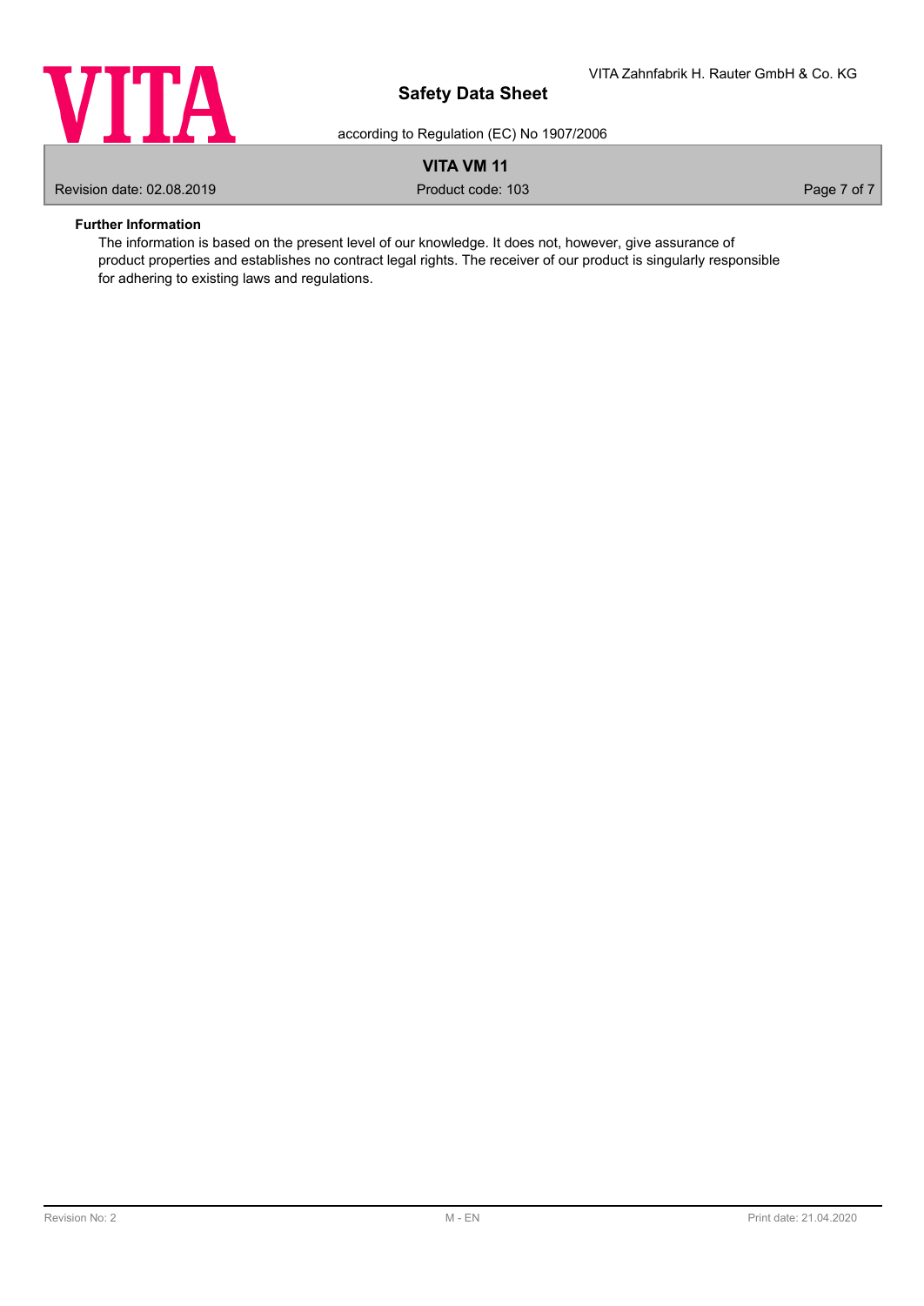**Further Information**

The information is based on the present level of our knowledge. It does not, however, give assurance of product properties and establishes no contract legal rights. The receiver of our product is singularly responsible for adhering to existing laws and regulations.